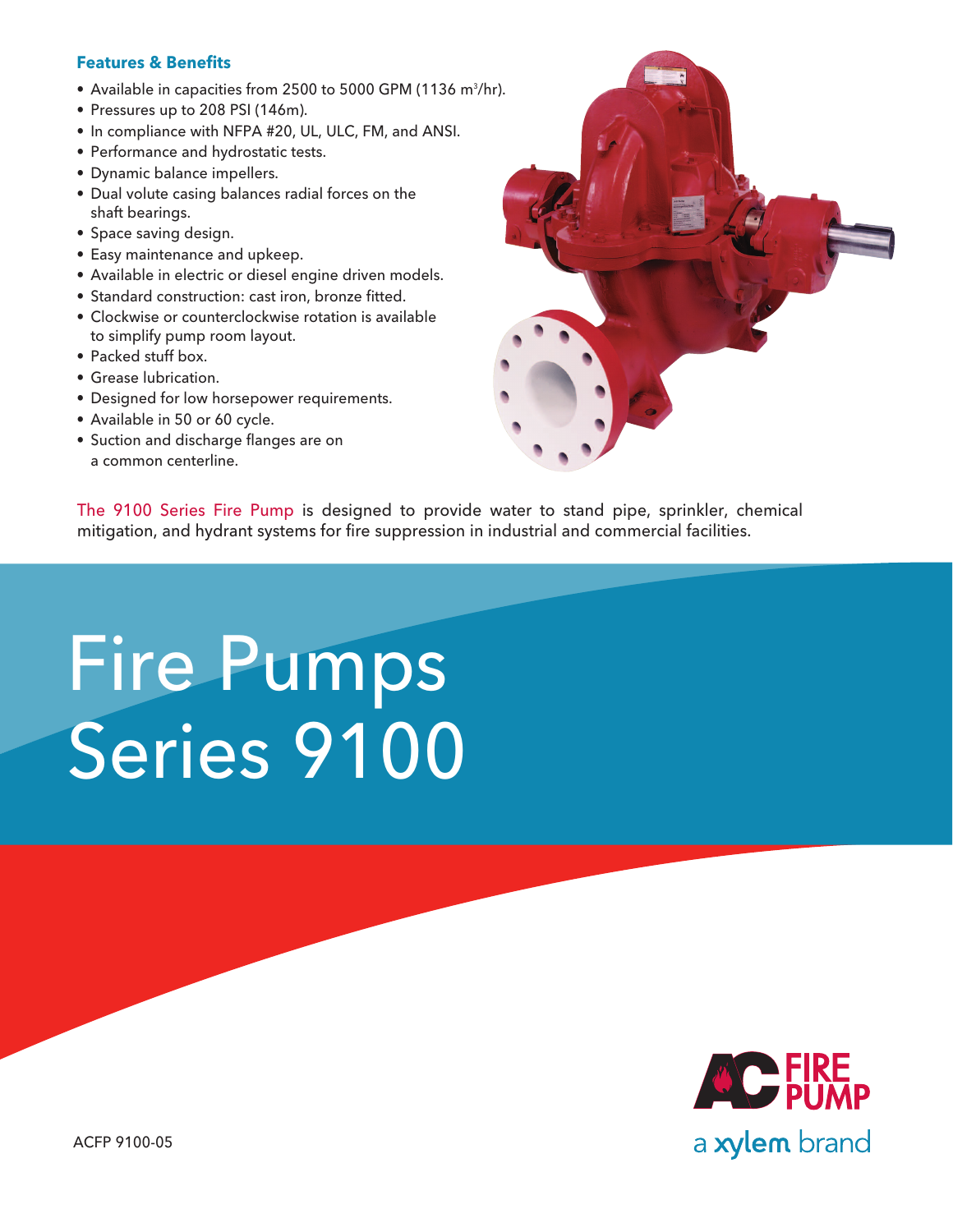## Features & Benefits

- Available in capacities from 2500 to 5000 GPM (1136 $m^3$/hr).
- Pressures up to 208 PSI (146m).
- In compliance with NFPA #20, UL, ULC, FM, and ANSI.
- Performance and hydrostatic tests.
- Dynamic balance impellers.
- Dual volute casing balances radial forces on the shaft bearings.
- Space saving design.
- Easy maintenance and upkeep.
- Available in electric or diesel engine driven models.
- Standard construction: cast iron, bronze fitted.
- Clockwise or counterclockwise rotation is available to simplify pump room layout.
- Packed stuff box.
- Grease lubrication.
- Designed for low horsepower requirements.
- Available in 50 or 60 cycle.
- Suction and discharge flanges are on a common centerline.

The 9100 Series Fire Pump is designed to provide water to stand pipe, sprinkler, chemical mitigation, and hydrant systems for fire suppression in industrial and commercial facilities.

# Fire Pumps Series 9100

AC FIRE PUMP

a xylem brand

ACFP 9100-05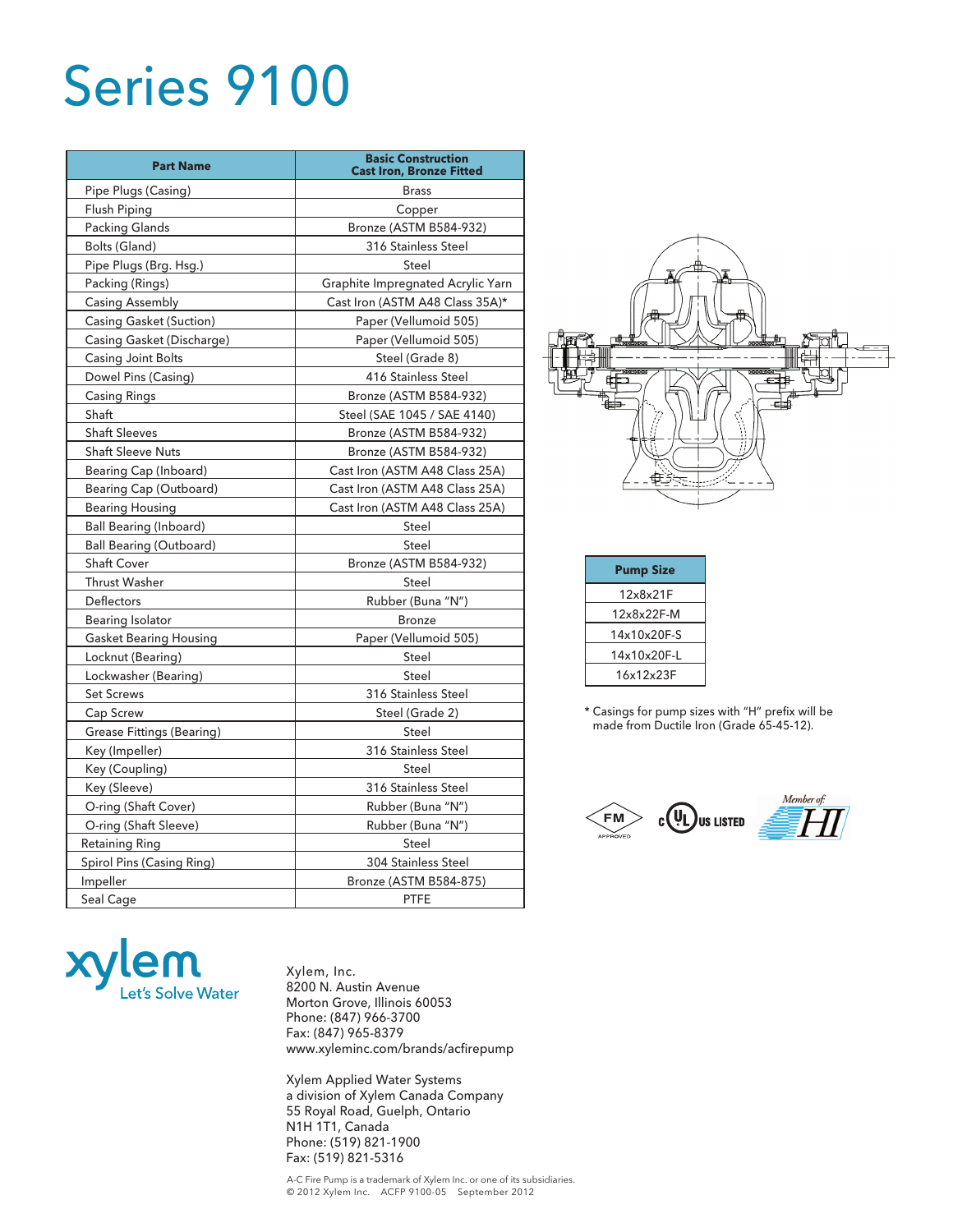# Series 9100

| Part Name | Basic Construction Cast Iron, Bronze Fitted |
|---|---|
| Pipe Plugs (Casing) | Brass |
| Flush Piping | Copper |
| Packing Glands | Bronze (ASTM B584-932) |
| Bolts (Gland) | 316 Stainless Steel |
| Pipe Plugs (Brg. Hsg.) | Steel |
| Packing (Rings) | Graphite Impregnated Acrylic Yarn |
| Casing Assembly | Cast Iron (ASTM A48 Class 35A)* |
| Casing Gasket (Suction) | Paper (Vellumoid 505) |
| Casing Gasket (Discharge) | Paper (Vellumoid 505) |
| Casing Joint Bolts | Steel (Grade 8) |
| Dowel Pins (Casing) | 416 Stainless Steel |
| Casing Rings | Bronze (ASTM B584-932) |
| Shaft | Steel (SAE 1045 / SAE 4140) |
| Shaft Sleeves | Bronze (ASTM B584-932) |
| Shaft Sleeve Nuts | Bronze (ASTM B584-932) |
| Bearing Cap (Inboard) | Cast Iron (ASTM A48 Class 25A) |
| Bearing Cap (Outboard) | Cast Iron (ASTM A48 Class 25A) |
| Bearing Housing | Cast Iron (ASTM A48 Class 25A) |
| Ball Bearing (Inboard) | Steel |
| Ball Bearing (Outboard) | Steel |
| Shaft Cover | Bronze (ASTM B584-932) |
| Thrust Washer | Steel |
| Deflectors | Rubber (Buna "N") |
| Bearing Isolator | Bronze |
| Gasket Bearing Housing | Paper (Vellumoid 505) |
| Locknut (Bearing) | Steel |
| Lockwasher (Bearing) | Steel |
| Set Screws | 316 Stainless Steel |
| Cap Screw | Steel (Grade 2) |
| Grease Fittings (Bearing) | Steel |
| Key (Impeller) | 316 Stainless Steel |
| Key (Coupling) | Steel |
| Key (Sleeve) | 316 Stainless Steel |
| O-ring (Shaft Cover) | Rubber (Buna "N") |
| O-ring (Shaft Sleeve) | Rubber (Buna "N") |
| Retaining Ring | Steel |
| Spirol Pins (Casing Ring) | 304 Stainless Steel |
| Impeller | Bronze (ASTM B584-875) |
| Seal Cage | PTFE |

| Pump Size |
|---|
| 12x8x21F |
| 12x8x22F-M |
| 14x10x20F-S |
| 14x10x20F-L |
| 16x12x23F |

* Casings for pump sizes with "H" prefix will be made from Ductile Iron (Grade 65-45-12).

FM APPROVED

c UL US LISTED

Member of HI

xylem
Let's Solve Water

Xylem, Inc.
8200 N. Austin Avenue
Morton Grove, Illinois 60053
Phone: (847) 966-3700
Fax: (847) 965-8379
www.xyleminc.com/brands/acfirepump

Xylem Applied Water Systems
a division of Xylem Canada Company
55 Royal Road, Guelph, Ontario
N1H 1T1, Canada
Phone: (519) 821-1900
Fax: (519) 821-5316

A-C Fire Pump is a trademark of Xylem Inc. or one of its subsidiaries.
© 2012 Xylem Inc. ACFP 9100-05 September 2012